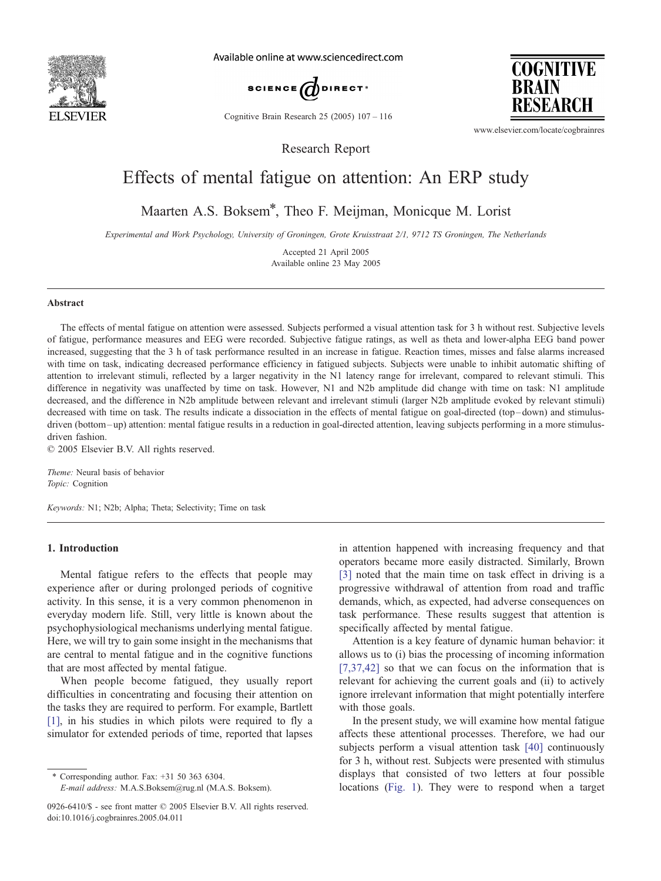Research Report

# Effects of mental fatigue on attention: An ERP study

Maarten A.S. Boksem*, Theo F. Meijman, Monicque M. Lorist

*Experimental and Work Psychology, University of Groningen, Grote Kruisstraat 2/1, 9712 TS Groningen, The Netherlands*

Accepted 21 April 2005

Available online 23 May 2005

## Abstract

The effects of mental fatigue on attention were assessed. Subjects performed a visual attention task for 3 h without rest. Subjective levels of fatigue, performance measures and EEG were recorded. Subjective fatigue ratings, as well as theta and lower-alpha EEG band power increased, suggesting that the 3 h of task performance resulted in an increase in fatigue. Reaction times, misses and false alarms increased with time on task, indicating decreased performance efficiency in fatigued subjects. Subjects were unable to inhibit automatic shifting of attention to irrelevant stimuli, reflected by a larger negativity in the N1 latency range for irrelevant, compared to relevant stimuli. This difference in negativity was unaffected by time on task. However, N1 and N2b amplitude did change with time on task: N1 amplitude decreased, and the difference in N2b amplitude between relevant and irrelevant stimuli (larger N2b amplitude evoked by relevant stimuli) decreased with time on task. The results indicate a dissociation in the effects of mental fatigue on goal-directed (top–down) and stimulus-driven (bottom–up) attention: mental fatigue results in a reduction in goal-directed attention, leaving subjects performing in a more stimulus-driven fashion.

© 2005 Elsevier B.V. All rights reserved.

*Theme:* Neural basis of behavior

*Topic:* Cognition

*Keywords:* N1; N2b; Alpha; Theta; Selectivity; Time on task

## 1. Introduction

Mental fatigue refers to the effects that people may experience after or during prolonged periods of cognitive activity. In this sense, it is a very common phenomenon in everyday modern life. Still, very little is known about the psychophysiological mechanisms underlying mental fatigue. Here, we will try to gain some insight in the mechanisms that are central to mental fatigue and in the cognitive functions that are most affected by mental fatigue.

When people become fatigued, they usually report difficulties in concentrating and focusing their attention on the tasks they are required to perform. For example, Bartlett [1], in his studies in which pilots were required to fly a simulator for extended periods of time, reported that lapses in attention happened with increasing frequency and that operators became more easily distracted. Similarly, Brown [3] noted that the main time on task effect in driving is a progressive withdrawal of attention from road and traffic demands, which, as expected, had adverse consequences on task performance. These results suggest that attention is specifically affected by mental fatigue.

Attention is a key feature of dynamic human behavior: it allows us to (i) bias the processing of incoming information [7,37,42] so that we can focus on the information that is relevant for achieving the current goals and (ii) to actively ignore irrelevant information that might potentially interfere with those goals.

In the present study, we will examine how mental fatigue affects these attentional processes. Therefore, we had our subjects perform a visual attention task [40] continuously for 3 h, without rest. Subjects were presented with stimulus displays that consisted of two letters at four possible locations (Fig. 1). They were to respond when a target

\* Corresponding author. Fax: +31 50 363 6304.
*E-mail address:* M.A.S.Boksem@rug.nl (M.A.S. Boksem).

0926-6410/$ - see front matter © 2005 Elsevier B.V. All rights reserved.
doi:10.1016/j.cogbrainres.2005.04.011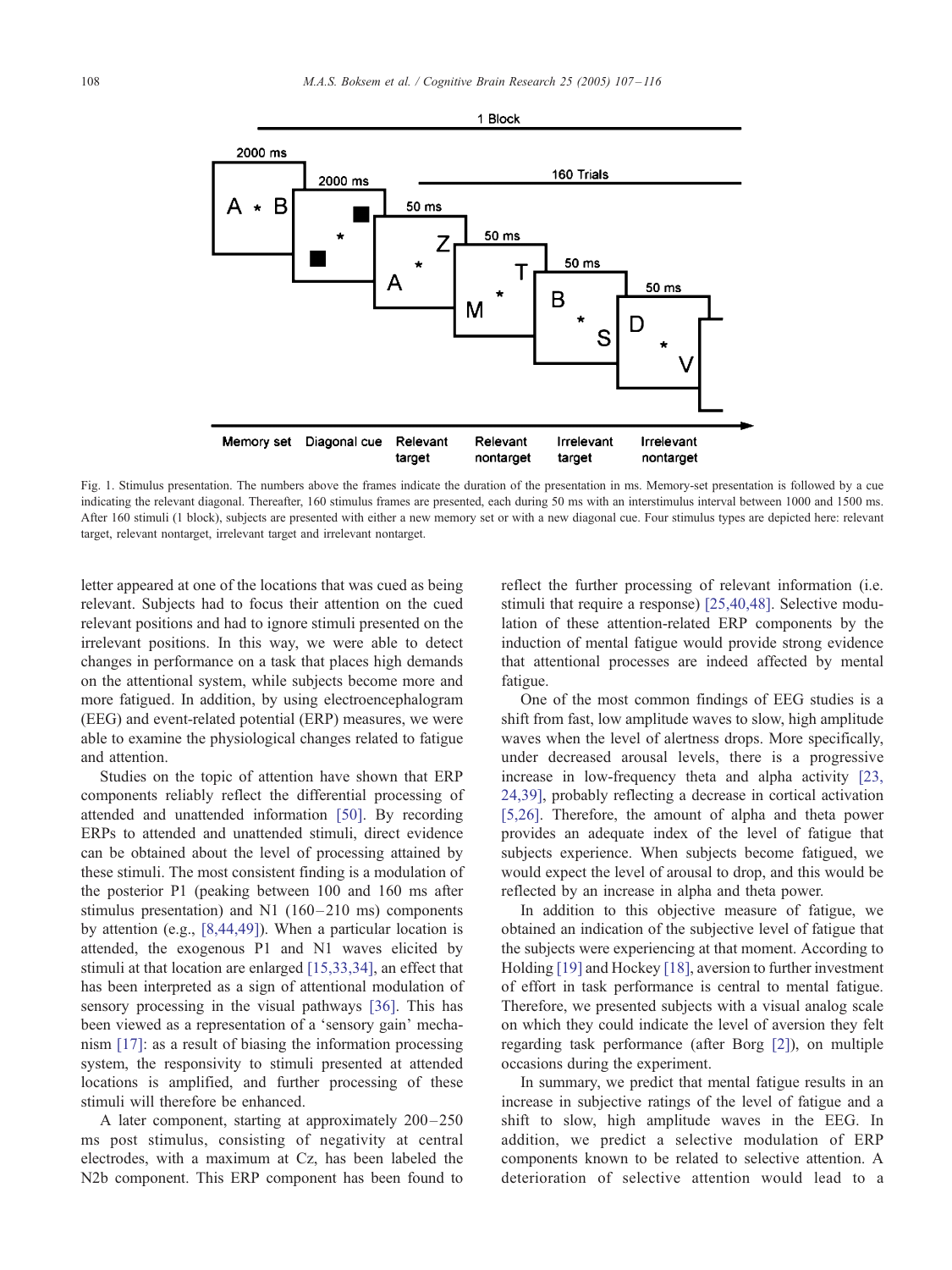Fig. 1. Stimulus presentation. The numbers above the frames indicate the duration of the presentation in ms. Memory-set presentation is followed by a cue indicating the relevant diagonal. Thereafter, 160 stimulus frames are presented, each during 50 ms with an interstimulus interval between 1000 and 1500 ms. After 160 stimuli (1 block), subjects are presented with either a new memory set or with a new diagonal cue. Four stimulus types are depicted here: relevant target, relevant nontarget, irrelevant target and irrelevant nontarget.

letter appeared at one of the locations that was cued as being relevant. Subjects had to focus their attention on the cued relevant positions and had to ignore stimuli presented on the irrelevant positions. In this way, we were able to detect changes in performance on a task that places high demands on the attentional system, while subjects become more and more fatigued. In addition, by using electroencephalogram (EEG) and event-related potential (ERP) measures, we were able to examine the physiological changes related to fatigue and attention.

Studies on the topic of attention have shown that ERP components reliably reflect the differential processing of attended and unattended information [50]. By recording ERPs to attended and unattended stimuli, direct evidence can be obtained about the level of processing attained by these stimuli. The most consistent finding is a modulation of the posterior P1 (peaking between 100 and 160 ms after stimulus presentation) and N1 (160–210 ms) components by attention (e.g., [8,44,49]). When a particular location is attended, the exogenous P1 and N1 waves elicited by stimuli at that location are enlarged [15,33,34], an effect that has been interpreted as a sign of attentional modulation of sensory processing in the visual pathways [36]. This has been viewed as a representation of a 'sensory gain' mechanism [17]: as a result of biasing the information processing system, the responsivity to stimuli presented at attended locations is amplified, and further processing of these stimuli will therefore be enhanced.

A later component, starting at approximately 200–250 ms post stimulus, consisting of negativity at central electrodes, with a maximum at Cz, has been labeled the N2b component. This ERP component has been found to reflect the further processing of relevant information (i.e. stimuli that require a response) [25,40,48]. Selective modulation of these attention-related ERP components by the induction of mental fatigue would provide strong evidence that attentional processes are indeed affected by mental fatigue.

One of the most common findings of EEG studies is a shift from fast, low amplitude waves to slow, high amplitude waves when the level of alertness drops. More specifically, under decreased arousal levels, there is a progressive increase in low-frequency theta and alpha activity [23,24,39], probably reflecting a decrease in cortical activation [5,26]. Therefore, the amount of alpha and theta power provides an adequate index of the level of fatigue that subjects experience. When subjects become fatigued, we would expect the level of arousal to drop, and this would be reflected by an increase in alpha and theta power.

In addition to this objective measure of fatigue, we obtained an indication of the subjective level of fatigue that the subjects were experiencing at that moment. According to Holding [19] and Hockey [18], aversion to further investment of effort in task performance is central to mental fatigue. Therefore, we presented subjects with a visual analog scale on which they could indicate the level of aversion they felt regarding task performance (after Borg [2]), on multiple occasions during the experiment.

In summary, we predict that mental fatigue results in an increase in subjective ratings of the level of fatigue and a shift to slow, high amplitude waves in the EEG. In addition, we predict a selective modulation of ERP components known to be related to selective attention. A deterioration of selective attention would lead to a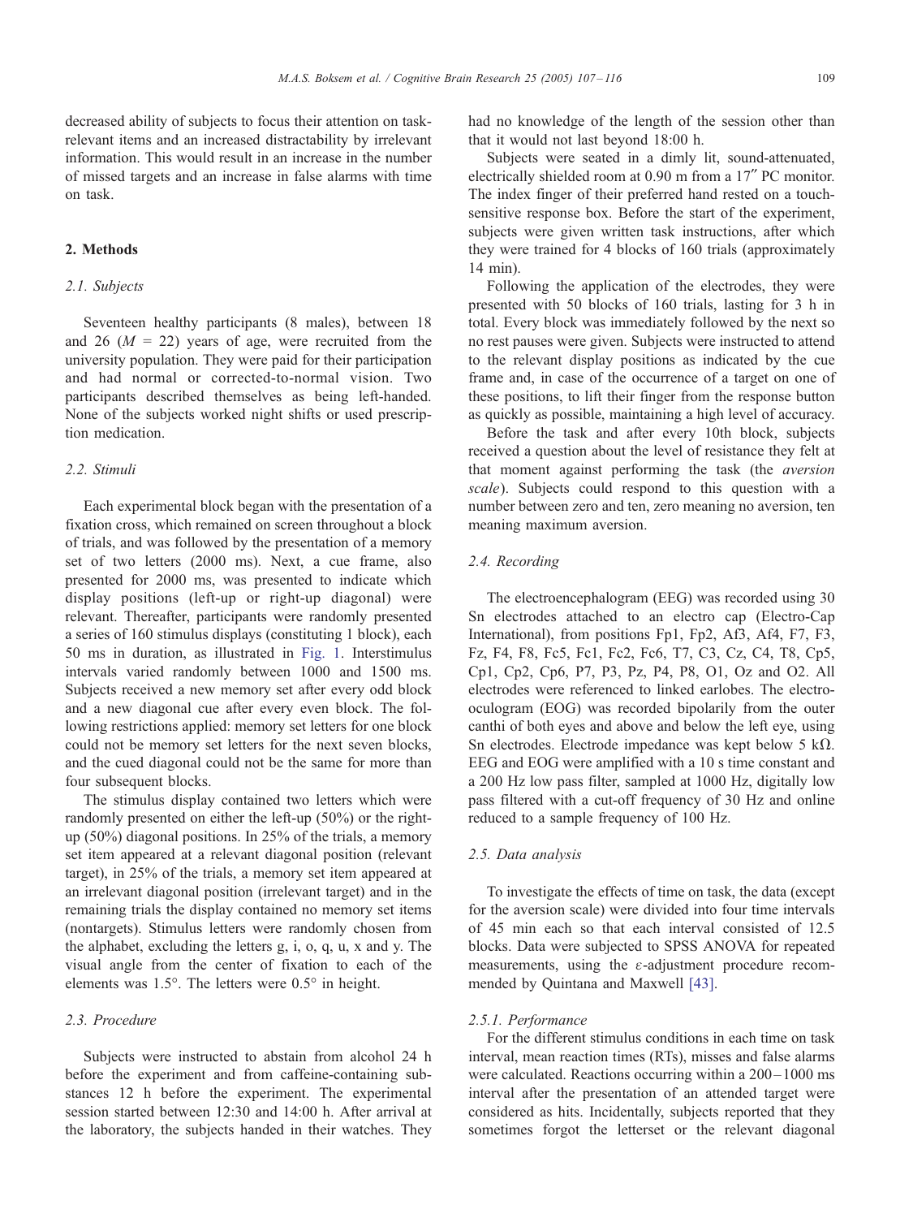decreased ability of subjects to focus their attention on task-relevant items and an increased distractability by irrelevant information. This would result in an increase in the number of missed targets and an increase in false alarms with time on task.

## 2. Methods

### 2.1. Subjects

Seventeen healthy participants (8 males), between 18 and 26 ($M$ = 22) years of age, were recruited from the university population. They were paid for their participation and had normal or corrected-to-normal vision. Two participants described themselves as being left-handed. None of the subjects worked night shifts or used prescription medication.

### 2.2. Stimuli

Each experimental block began with the presentation of a fixation cross, which remained on screen throughout a block of trials, and was followed by the presentation of a memory set of two letters (2000 ms). Next, a cue frame, also presented for 2000 ms, was presented to indicate which display positions (left-up or right-up diagonal) were relevant. Thereafter, participants were randomly presented a series of 160 stimulus displays (constituting 1 block), each 50 ms in duration, as illustrated in Fig. 1. Interstimulus intervals varied randomly between 1000 and 1500 ms. Subjects received a new memory set after every odd block and a new diagonal cue after every even block. The following restrictions applied: memory set letters for one block could not be memory set letters for the next seven blocks, and the cued diagonal could not be the same for more than four subsequent blocks.

The stimulus display contained two letters which were randomly presented on either the left-up (50%) or the right-up (50%) diagonal positions. In 25% of the trials, a memory set item appeared at a relevant diagonal position (relevant target), in 25% of the trials, a memory set item appeared at an irrelevant diagonal position (irrelevant target) and in the remaining trials the display contained no memory set items (nontargets). Stimulus letters were randomly chosen from the alphabet, excluding the letters g, i, o, q, u, x and y. The visual angle from the center of fixation to each of the elements was 1.5°. The letters were 0.5° in height.

### 2.3. Procedure

Subjects were instructed to abstain from alcohol 24 h before the experiment and from caffeine-containing substances 12 h before the experiment. The experimental session started between 12:30 and 14:00 h. After arrival at the laboratory, the subjects handed in their watches. They had no knowledge of the length of the session other than that it would not last beyond 18:00 h.

Subjects were seated in a dimly lit, sound-attenuated, electrically shielded room at 0.90 m from a 17″ PC monitor. The index finger of their preferred hand rested on a touch-sensitive response box. Before the start of the experiment, subjects were given written task instructions, after which they were trained for 4 blocks of 160 trials (approximately 14 min).

Following the application of the electrodes, they were presented with 50 blocks of 160 trials, lasting for 3 h in total. Every block was immediately followed by the next so no rest pauses were given. Subjects were instructed to attend to the relevant display positions as indicated by the cue frame and, in case of the occurrence of a target on one of these positions, to lift their finger from the response button as quickly as possible, maintaining a high level of accuracy.

Before the task and after every 10th block, subjects received a question about the level of resistance they felt at that moment against performing the task (the *aversion scale*). Subjects could respond to this question with a number between zero and ten, zero meaning no aversion, ten meaning maximum aversion.

### 2.4. Recording

The electroencephalogram (EEG) was recorded using 30 Sn electrodes attached to an electro cap (Electro-Cap International), from positions Fp1, Fp2, Af3, Af4, F7, F3, Fz, F4, F8, Fc5, Fc1, Fc2, Fc6, T7, C3, Cz, C4, T8, Cp5, Cp1, Cp2, Cp6, P7, P3, Pz, P4, P8, O1, Oz and O2. All electrodes were referenced to linked earlobes. The electrooculogram (EOG) was recorded bipolarly from the outer canthi of both eyes and above and below the left eye, using Sn electrodes. Electrode impedance was kept below 5 kΩ. EEG and EOG were amplified with a 10 s time constant and a 200 Hz low pass filter, sampled at 1000 Hz, digitally low pass filtered with a cut-off frequency of 30 Hz and online reduced to a sample frequency of 100 Hz.

### 2.5. Data analysis

To investigate the effects of time on task, the data (except for the aversion scale) were divided into four time intervals of 45 min each so that each interval consisted of 12.5 blocks. Data were subjected to SPSS ANOVA for repeated measurements, using the ε-adjustment procedure recommended by Quintana and Maxwell [43].

#### 2.5.1. Performance

For the different stimulus conditions in each time on task interval, mean reaction times (RTs), misses and false alarms were calculated. Reactions occurring within a 200–1000 ms interval after the presentation of an attended target were considered as hits. Incidentally, subjects reported that they sometimes forgot the letterset or the relevant diagonal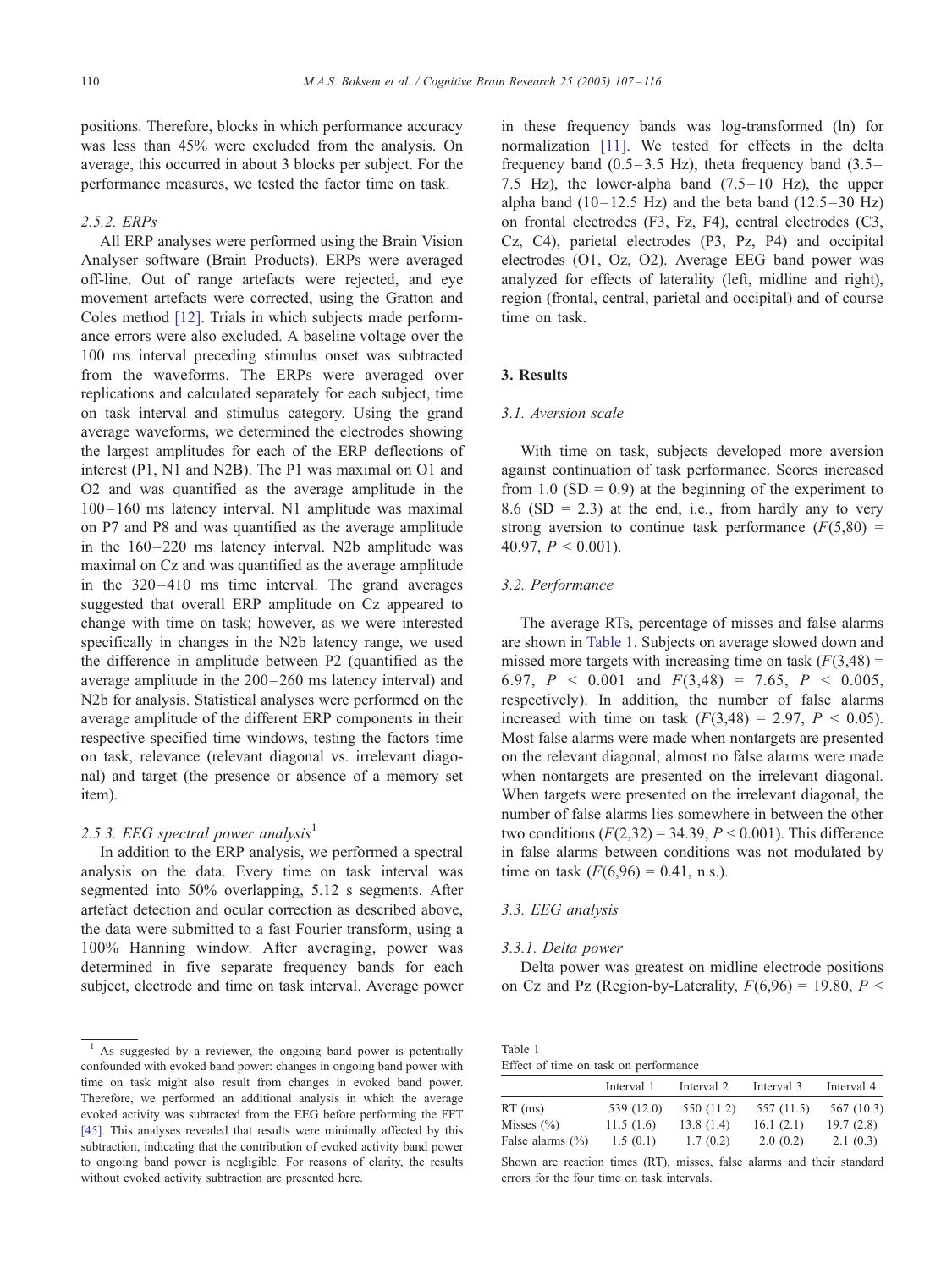positions. Therefore, blocks in which performance accuracy was less than 45% were excluded from the analysis. On average, this occurred in about 3 blocks per subject. For the performance measures, we tested the factor time on task.

#### 2.5.2. ERPs

All ERP analyses were performed using the Brain Vision Analyser software (Brain Products). ERPs were averaged off-line. Out of range artefacts were rejected, and eye movement artefacts were corrected, using the Gratton and Coles method [12]. Trials in which subjects made performance errors were also excluded. A baseline voltage over the 100 ms interval preceding stimulus onset was subtracted from the waveforms. The ERPs were averaged over replications and calculated separately for each subject, time on task interval and stimulus category. Using the grand average waveforms, we determined the electrodes showing the largest amplitudes for each of the ERP deflections of interest (P1, N1 and N2B). The P1 was maximal on O1 and O2 and was quantified as the average amplitude in the 100–160 ms latency interval. N1 amplitude was maximal on P7 and P8 and was quantified as the average amplitude in the 160–220 ms latency interval. N2b amplitude was maximal on Cz and was quantified as the average amplitude in the 320–410 ms time interval. The grand averages suggested that overall ERP amplitude on Cz appeared to change with time on task; however, as we were interested specifically in changes in the N2b latency range, we used the difference in amplitude between P2 (quantified as the average amplitude in the 200–260 ms latency interval) and N2b for analysis. Statistical analyses were performed on the average amplitude of the different ERP components in their respective specified time windows, testing the factors time on task, relevance (relevant diagonal vs. irrelevant diagonal) and target (the presence or absence of a memory set item).

#### 2.5.3. EEG spectral power analysis[1]

In addition to the ERP analysis, we performed a spectral analysis on the data. Every time on task interval was segmented into 50% overlapping, 5.12 s segments. After artefact detection and ocular correction as described above, the data were submitted to a fast Fourier transform, using a 100% Hanning window. After averaging, power was determined in five separate frequency bands for each subject, electrode and time on task interval. Average power in these frequency bands was log-transformed (ln) for normalization [11]. We tested for effects in the delta frequency band (0.5–3.5 Hz), theta frequency band (3.5–7.5 Hz), the lower-alpha band (7.5–10 Hz), the upper alpha band (10–12.5 Hz) and the beta band (12.5–30 Hz) on frontal electrodes (F3, Fz, F4), central electrodes (C3, Cz, C4), parietal electrodes (P3, Pz, P4) and occipital electrodes (O1, Oz, O2). Average EEG band power was analyzed for effects of laterality (left, midline and right), region (frontal, central, parietal and occipital) and of course time on task.

[1] As suggested by a reviewer, the ongoing band power is potentially confounded with evoked band power: changes in ongoing band power with time on task might also result from changes in evoked band power. Therefore, we performed an additional analysis in which the average evoked activity was subtracted from the EEG before performing the FFT [45]. This analyses revealed that results were minimally affected by this subtraction, indicating that the contribution of evoked activity band power to ongoing band power is negligible. For reasons of clarity, the results without evoked activity subtraction are presented here.

## 3. Results

### 3.1. Aversion scale

With time on task, subjects developed more aversion against continuation of task performance. Scores increased from 1.0 (SD = 0.9) at the beginning of the experiment to 8.6 (SD = 2.3) at the end, i.e., from hardly any to very strong aversion to continue task performance ($F(5,80) = 40.97$, $P < 0.001$).

### 3.2. Performance

The average RTs, percentage of misses and false alarms are shown in Table 1. Subjects on average slowed down and missed more targets with increasing time on task ($F(3,48) = 6.97$, $P < 0.001$ and $F(3,48) = 7.65$, $P < 0.005$, respectively). In addition, the number of false alarms increased with time on task ($F(3,48) = 2.97$, $P < 0.05$). Most false alarms were made when nontargets are presented on the relevant diagonal; almost no false alarms were made when nontargets are presented on the irrelevant diagonal. When targets were presented on the irrelevant diagonal, the number of false alarms lies somewhere in between the other two conditions ($F(2,32) = 34.39$, $P < 0.001$). This difference in false alarms between conditions was not modulated by time on task ($F(6,96) = 0.41$, n.s.).

### 3.3. EEG analysis

#### 3.3.1. Delta power

Delta power was greatest on midline electrode positions on Cz and Pz (Region-by-Laterality, $F(6,96) = 19.80$, $P <$

Table 1
Effect of time on task on performance

| | Interval 1 | Interval 2 | Interval 3 | Interval 4 |
|---|---|---|---|---|
| RT (ms) | 539 (12.0) | 550 (11.2) | 557 (11.5) | 567 (10.3) |
| Misses (%) | 11.5 (1.6) | 13.8 (1.4) | 16.1 (2.1) | 19.7 (2.8) |
| False alarms (%) | 1.5 (0.1) | 1.7 (0.2) | 2.0 (0.2) | 2.1 (0.3) |

Shown are reaction times (RT), misses, false alarms and their standard errors for the four time on task intervals.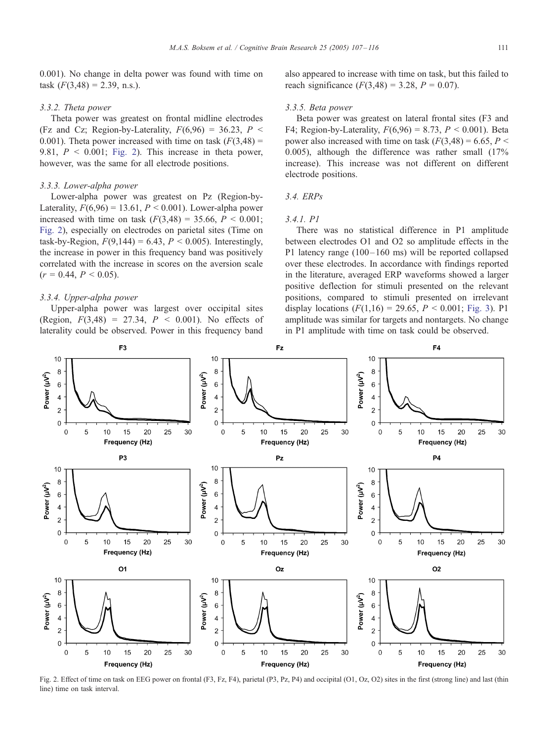0.001). No change in delta power was found with time on task ($F(3,48) = 2.39$, n.s.).

#### 3.3.2. Theta power

Theta power was greatest on frontal midline electrodes (Fz and Cz; Region-by-Laterality, $F(6,96) = 36.23$, $P < 0.001$). Theta power increased with time on task ($F(3,48) = 9.81$, $P < 0.001$; Fig. 2). This increase in theta power, however, was the same for all electrode positions.

#### 3.3.3. Lower-alpha power

Lower-alpha power was greatest on Pz (Region-by-Laterality, $F(6,96) = 13.61$, $P < 0.001$). Lower-alpha power increased with time on task ($F(3,48) = 35.66$, $P < 0.001$; Fig. 2), especially on electrodes on parietal sites (Time on task-by-Region, $F(9,144) = 6.43$, $P < 0.005$). Interestingly, the increase in power in this frequency band was positively correlated with the increase in scores on the aversion scale ($r = 0.44$, $P < 0.05$).

#### 3.3.4. Upper-alpha power

Upper-alpha power was largest over occipital sites (Region, $F(3,48) = 27.34$, $P < 0.001$). No effects of laterality could be observed. Power in this frequency band also appeared to increase with time on task, but this failed to reach significance ($F(3,48) = 3.28$, $P = 0.07$).

#### 3.3.5. Beta power

Beta power was greatest on lateral frontal sites (F3 and F4; Region-by-Laterality, $F(6,96) = 8.73$, $P < 0.001$). Beta power also increased with time on task ($F(3,48) = 6.65$, $P < 0.005$), although the difference was rather small (17% increase). This increase was not different on different electrode positions.

### 3.4. ERPs

#### 3.4.1. P1

There was no statistical difference in P1 amplitude between electrodes O1 and O2 so amplitude effects in the P1 latency range (100–160 ms) will be reported collapsed over these electrodes. In accordance with findings reported in the literature, averaged ERP waveforms showed a larger positive deflection for stimuli presented on the relevant positions, compared to stimuli presented on irrelevant display locations ($F(1,16) = 29.65$, $P < 0.001$; Fig. 3). P1 amplitude was similar for targets and nontargets. No change in P1 amplitude with time on task could be observed.

Fig. 2. Effect of time on task on EEG power on frontal (F3, Fz, F4), parietal (P3, Pz, P4) and occipital (O1, Oz, O2) sites in the first (strong line) and last (thin line) time on task interval.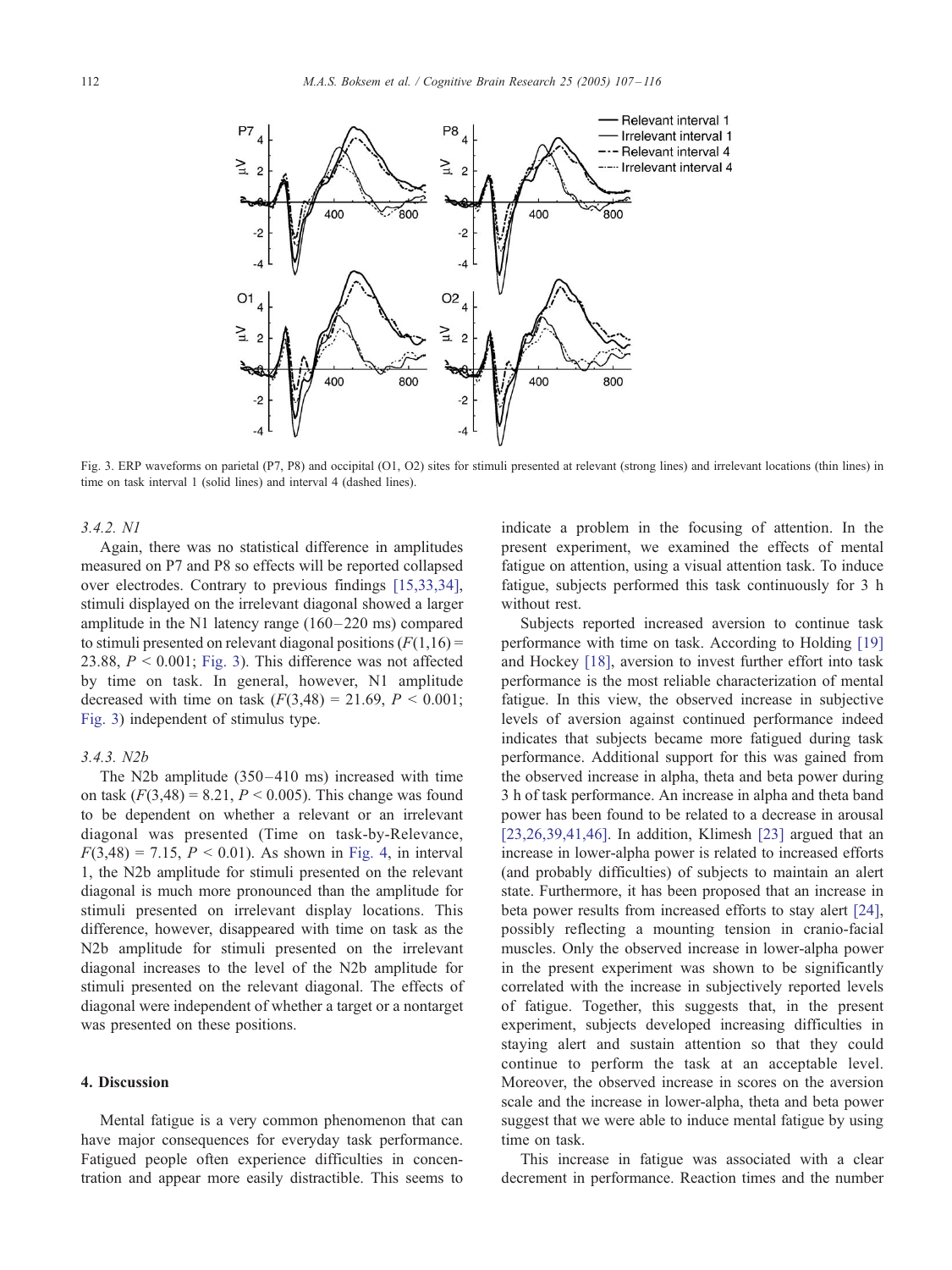Fig. 3. ERP waveforms on parietal (P7, P8) and occipital (O1, O2) sites for stimuli presented at relevant (strong lines) and irrelevant locations (thin lines) in time on task interval 1 (solid lines) and interval 4 (dashed lines).

### 3.4.2. N1

Again, there was no statistical difference in amplitudes measured on P7 and P8 so effects will be reported collapsed over electrodes. Contrary to previous findings [15,33,34], stimuli displayed on the irrelevant diagonal showed a larger amplitude in the N1 latency range (160–220 ms) compared to stimuli presented on relevant diagonal positions ($F(1,16) = 23.88$, $P < 0.001$; Fig. 3). This difference was not affected by time on task. In general, however, N1 amplitude decreased with time on task ($F(3,48) = 21.69$, $P < 0.001$; Fig. 3) independent of stimulus type.

### 3.4.3. N2b

The N2b amplitude (350–410 ms) increased with time on task ($F(3,48) = 8.21$, $P < 0.005$). This change was found to be dependent on whether a relevant or an irrelevant diagonal was presented (Time on task-by-Relevance, $F(3,48) = 7.15$, $P < 0.01$). As shown in Fig. 4, in interval 1, the N2b amplitude for stimuli presented on the relevant diagonal is much more pronounced than the amplitude for stimuli presented on irrelevant display locations. This difference, however, disappeared with time on task as the N2b amplitude for stimuli presented on the irrelevant diagonal increases to the level of the N2b amplitude for stimuli presented on the relevant diagonal. The effects of diagonal were independent of whether a target or a nontarget was presented on these positions.

## 4. Discussion

Mental fatigue is a very common phenomenon that can have major consequences for everyday task performance. Fatigued people often experience difficulties in concentration and appear more easily distractible. This seems to indicate a problem in the focusing of attention. In the present experiment, we examined the effects of mental fatigue on attention, using a visual attention task. To induce fatigue, subjects performed this task continuously for 3 h without rest.

Subjects reported increased aversion to continue task performance with time on task. According to Holding [19] and Hockey [18], aversion to invest further effort into task performance is the most reliable characterization of mental fatigue. In this view, the observed increase in subjective levels of aversion against continued performance indeed indicates that subjects became more fatigued during task performance. Additional support for this was gained from the observed increase in alpha, theta and beta power during 3 h of task performance. An increase in alpha and theta band power has been found to be related to a decrease in arousal [23,26,39,41,46]. In addition, Klimesh [23] argued that an increase in lower-alpha power is related to increased efforts (and probably difficulties) of subjects to maintain an alert state. Furthermore, it has been proposed that an increase in beta power results from increased efforts to stay alert [24], possibly reflecting a mounting tension in cranio-facial muscles. Only the observed increase in lower-alpha power in the present experiment was shown to be significantly correlated with the increase in subjectively reported levels of fatigue. Together, this suggests that, in the present experiment, subjects developed increasing difficulties in staying alert and sustain attention so that they could continue to perform the task at an acceptable level. Moreover, the observed increase in scores on the aversion scale and the increase in lower-alpha, theta and beta power suggest that we were able to induce mental fatigue by using time on task.

This increase in fatigue was associated with a clear decrement in performance. Reaction times and the number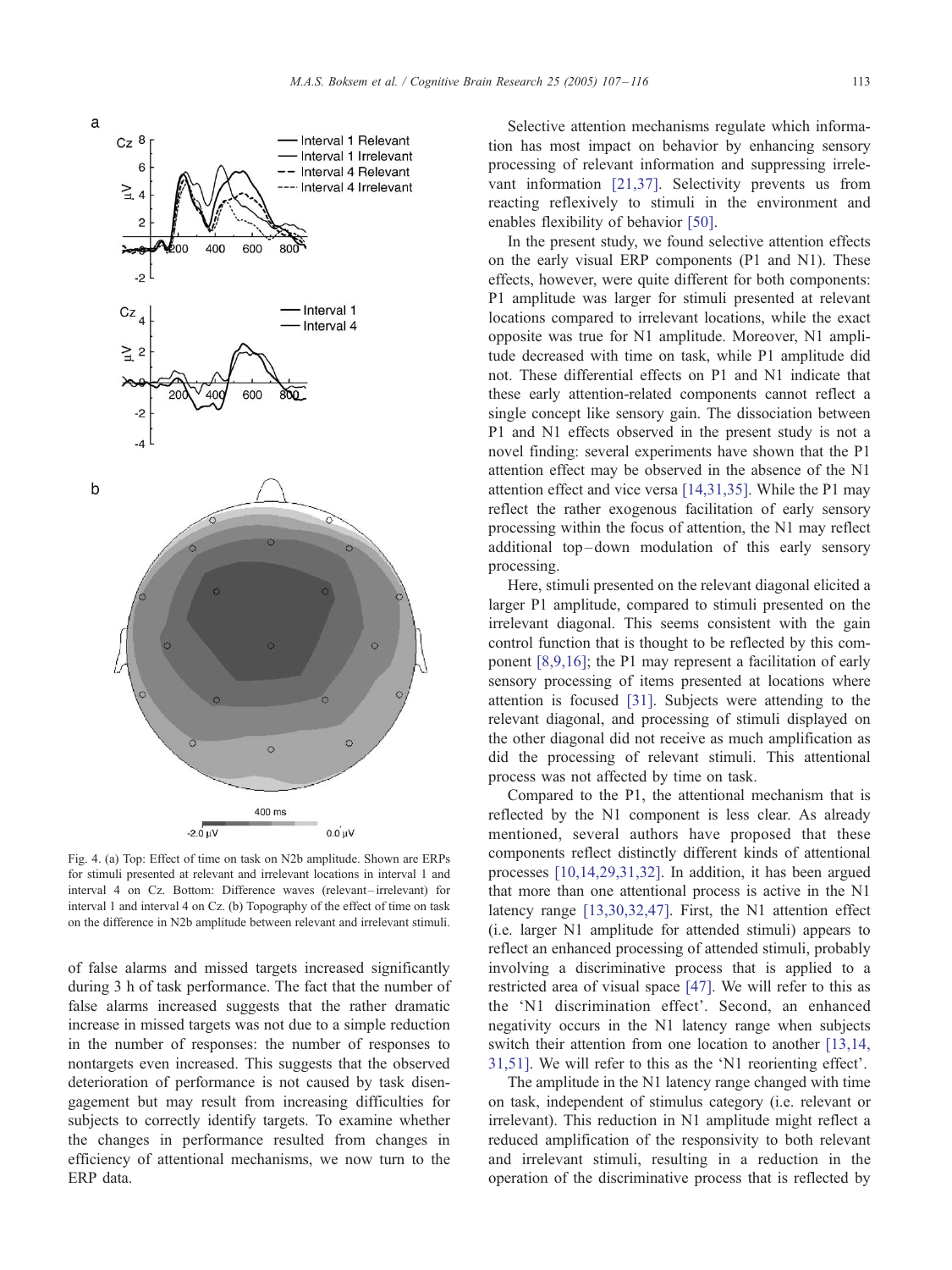Fig. 4. (a) Top: Effect of time on task on N2b amplitude. Shown are ERPs for stimuli presented at relevant and irrelevant locations in interval 1 and interval 4 on Cz. Bottom: Difference waves (relevant–irrelevant) for interval 1 and interval 4 on Cz. (b) Topography of the effect of time on task on the difference in N2b amplitude between relevant and irrelevant stimuli.

of false alarms and missed targets increased significantly during 3 h of task performance. The fact that the number of false alarms increased suggests that the rather dramatic increase in missed targets was not due to a simple reduction in the number of responses: the number of responses to nontargets even increased. This suggests that the observed deterioration of performance is not caused by task disengagement but may result from increasing difficulties for subjects to correctly identify targets. To examine whether the changes in performance resulted from changes in efficiency of attentional mechanisms, we now turn to the ERP data.

Selective attention mechanisms regulate which information has most impact on behavior by enhancing sensory processing of relevant information and suppressing irrelevant information [21,37]. Selectivity prevents us from reacting reflexively to stimuli in the environment and enables flexibility of behavior [50].

In the present study, we found selective attention effects on the early visual ERP components (P1 and N1). These effects, however, were quite different for both components: P1 amplitude was larger for stimuli presented at relevant locations compared to irrelevant locations, while the exact opposite was true for N1 amplitude. Moreover, N1 amplitude decreased with time on task, while P1 amplitude did not. These differential effects on P1 and N1 indicate that these early attention-related components cannot reflect a single concept like sensory gain. The dissociation between P1 and N1 effects observed in the present study is not a novel finding: several experiments have shown that the P1 attention effect may be observed in the absence of the N1 attention effect and vice versa [14,31,35]. While the P1 may reflect the rather exogenous facilitation of early sensory processing within the focus of attention, the N1 may reflect additional top–down modulation of this early sensory processing.

Here, stimuli presented on the relevant diagonal elicited a larger P1 amplitude, compared to stimuli presented on the irrelevant diagonal. This seems consistent with the gain control function that is thought to be reflected by this component [8,9,16]; the P1 may represent a facilitation of early sensory processing of items presented at locations where attention is focused [31]. Subjects were attending to the relevant diagonal, and processing of stimuli displayed on the other diagonal did not receive as much amplification as did the processing of relevant stimuli. This attentional process was not affected by time on task.

Compared to the P1, the attentional mechanism that is reflected by the N1 component is less clear. As already mentioned, several authors have proposed that these components reflect distinctly different kinds of attentional processes [10,14,29,31,32]. In addition, it has been argued that more than one attentional process is active in the N1 latency range [13,30,32,47]. First, the N1 attention effect (i.e. larger N1 amplitude for attended stimuli) appears to reflect an enhanced processing of attended stimuli, probably involving a discriminative process that is applied to a restricted area of visual space [47]. We will refer to this as the 'N1 discrimination effect'. Second, an enhanced negativity occurs in the N1 latency range when subjects switch their attention from one location to another [13,14,31,51]. We will refer to this as the 'N1 reorienting effect'.

The amplitude in the N1 latency range changed with time on task, independent of stimulus category (i.e. relevant or irrelevant). This reduction in N1 amplitude might reflect a reduced amplification of the responsivity to both relevant and irrelevant stimuli, resulting in a reduction in the operation of the discriminative process that is reflected by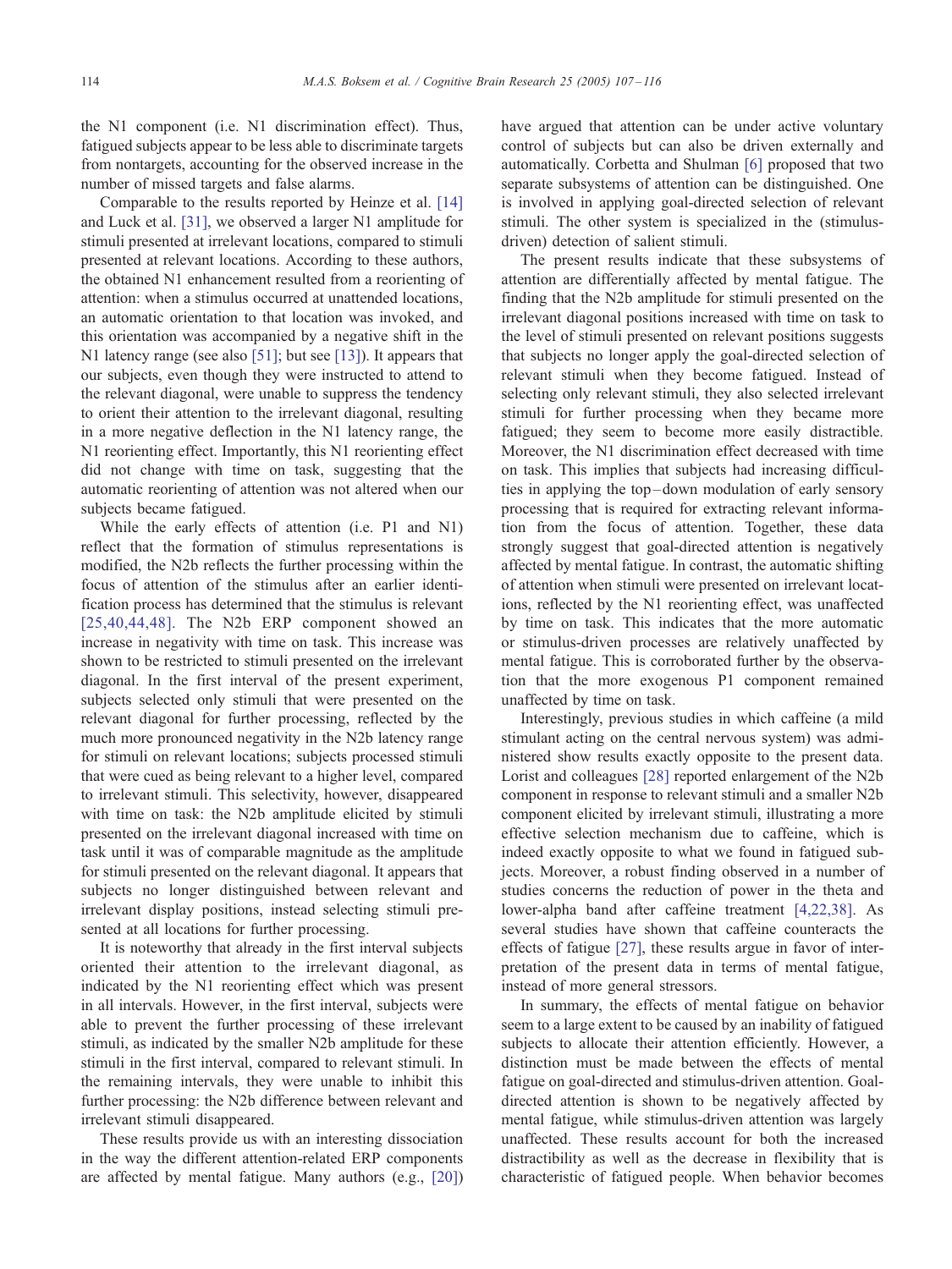the N1 component (i.e. N1 discrimination effect). Thus, fatigued subjects appear to be less able to discriminate targets from nontargets, accounting for the observed increase in the number of missed targets and false alarms.

Comparable to the results reported by Heinze et al. [14] and Luck et al. [31], we observed a larger N1 amplitude for stimuli presented at irrelevant locations, compared to stimuli presented at relevant locations. According to these authors, the obtained N1 enhancement resulted from a reorienting of attention: when a stimulus occurred at unattended locations, an automatic orientation to that location was invoked, and this orientation was accompanied by a negative shift in the N1 latency range (see also [51]; but see [13]). It appears that our subjects, even though they were instructed to attend to the relevant diagonal, were unable to suppress the tendency to orient their attention to the irrelevant diagonal, resulting in a more negative deflection in the N1 latency range, the N1 reorienting effect. Importantly, this N1 reorienting effect did not change with time on task, suggesting that the automatic reorienting of attention was not altered when our subjects became fatigued.

While the early effects of attention (i.e. P1 and N1) reflect that the formation of stimulus representations is modified, the N2b reflects the further processing within the focus of attention of the stimulus after an earlier identification process has determined that the stimulus is relevant [25,40,44,48]. The N2b ERP component showed an increase in negativity with time on task. This increase was shown to be restricted to stimuli presented on the irrelevant diagonal. In the first interval of the present experiment, subjects selected only stimuli that were presented on the relevant diagonal for further processing, reflected by the much more pronounced negativity in the N2b latency range for stimuli on relevant locations; subjects processed stimuli that were cued as being relevant to a higher level, compared to irrelevant stimuli. This selectivity, however, disappeared with time on task: the N2b amplitude elicited by stimuli presented on the irrelevant diagonal increased with time on task until it was of comparable magnitude as the amplitude for stimuli presented on the relevant diagonal. It appears that subjects no longer distinguished between relevant and irrelevant display positions, instead selecting stimuli presented at all locations for further processing.

It is noteworthy that already in the first interval subjects oriented their attention to the irrelevant diagonal, as indicated by the N1 reorienting effect which was present in all intervals. However, in the first interval, subjects were able to prevent the further processing of these irrelevant stimuli, as indicated by the smaller N2b amplitude for these stimuli in the first interval, compared to relevant stimuli. In the remaining intervals, they were unable to inhibit this further processing: the N2b difference between relevant and irrelevant stimuli disappeared.

These results provide us with an interesting dissociation in the way the different attention-related ERP components are affected by mental fatigue. Many authors (e.g., [20]) have argued that attention can be under active voluntary control of subjects but can also be driven externally and automatically. Corbetta and Shulman [6] proposed that two separate subsystems of attention can be distinguished. One is involved in applying goal-directed selection of relevant stimuli. The other system is specialized in the (stimulus-driven) detection of salient stimuli.

The present results indicate that these subsystems of attention are differentially affected by mental fatigue. The finding that the N2b amplitude for stimuli presented on the irrelevant diagonal positions increased with time on task to the level of stimuli presented on relevant positions suggests that subjects no longer apply the goal-directed selection of relevant stimuli when they become fatigued. Instead of selecting only relevant stimuli, they also selected irrelevant stimuli for further processing when they became more fatigued; they seem to become more easily distractible. Moreover, the N1 discrimination effect decreased with time on task. This implies that subjects had increasing difficulties in applying the top–down modulation of early sensory processing that is required for extracting relevant information from the focus of attention. Together, these data strongly suggest that goal-directed attention is negatively affected by mental fatigue. In contrast, the automatic shifting of attention when stimuli were presented on irrelevant locations, reflected by the N1 reorienting effect, was unaffected by time on task. This indicates that the more automatic or stimulus-driven processes are relatively unaffected by mental fatigue. This is corroborated further by the observation that the more exogenous P1 component remained unaffected by time on task.

Interestingly, previous studies in which caffeine (a mild stimulant acting on the central nervous system) was administered show results exactly opposite to the present data. Lorist and colleagues [28] reported enlargement of the N2b component in response to relevant stimuli and a smaller N2b component elicited by irrelevant stimuli, illustrating a more effective selection mechanism due to caffeine, which is indeed exactly opposite to what we found in fatigued subjects. Moreover, a robust finding observed in a number of studies concerns the reduction of power in the theta and lower-alpha band after caffeine treatment [4,22,38]. As several studies have shown that caffeine counteracts the effects of fatigue [27], these results argue in favor of interpretation of the present data in terms of mental fatigue, instead of more general stressors.

In summary, the effects of mental fatigue on behavior seem to a large extent to be caused by an inability of fatigued subjects to allocate their attention efficiently. However, a distinction must be made between the effects of mental fatigue on goal-directed and stimulus-driven attention. Goal-directed attention is shown to be negatively affected by mental fatigue, while stimulus-driven attention was largely unaffected. These results account for both the increased distractibility as well as the decrease in flexibility that is characteristic of fatigued people. When behavior becomes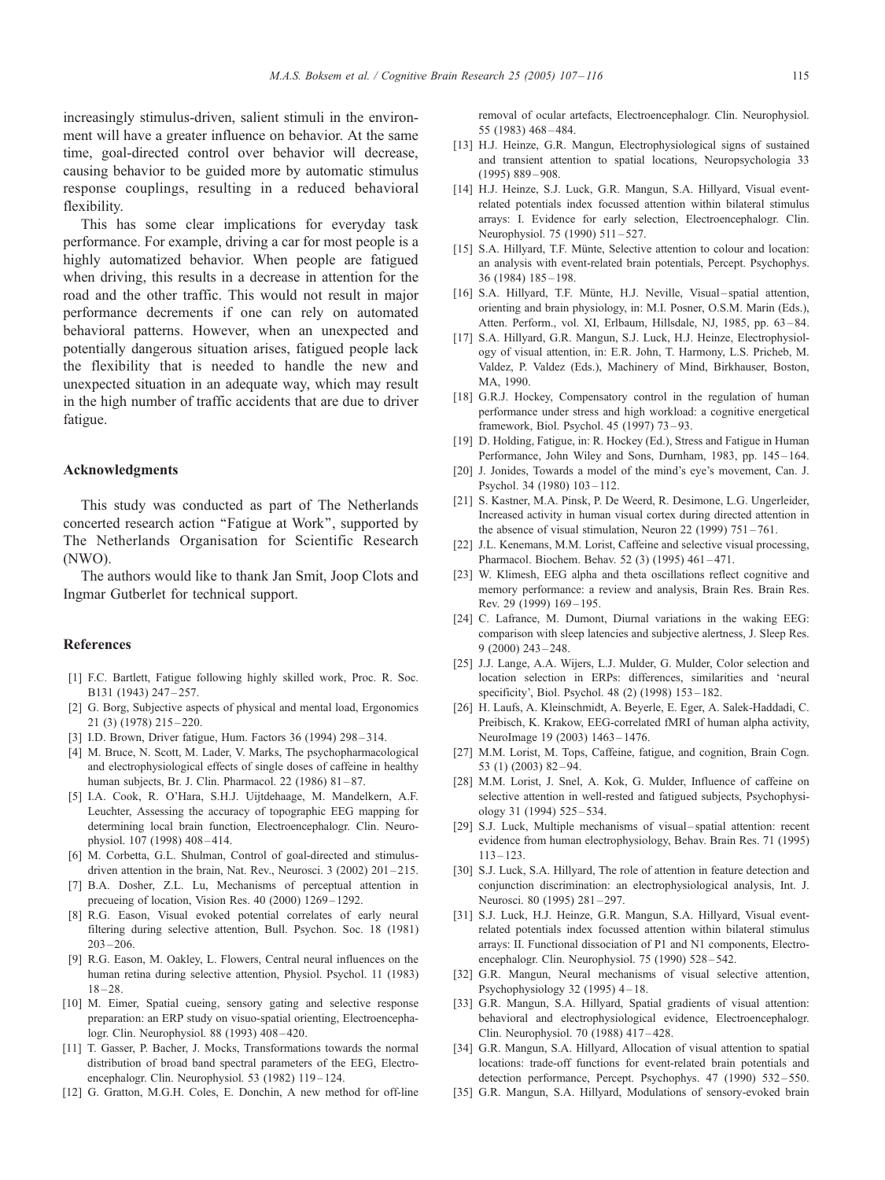increasingly stimulus-driven, salient stimuli in the environment will have a greater influence on behavior. At the same time, goal-directed control over behavior will decrease, causing behavior to be guided more by automatic stimulus response couplings, resulting in a reduced behavioral flexibility.

This has some clear implications for everyday task performance. For example, driving a car for most people is a highly automatized behavior. When people are fatigued when driving, this results in a decrease in attention for the road and the other traffic. This would not result in major performance decrements if one can rely on automated behavioral patterns. However, when an unexpected and potentially dangerous situation arises, fatigued people lack the flexibility that is needed to handle the new and unexpected situation in an adequate way, which may result in the high number of traffic accidents that are due to driver fatigue.

## Acknowledgments

This study was conducted as part of The Netherlands concerted research action "Fatigue at Work", supported by The Netherlands Organisation for Scientific Research (NWO).

The authors would like to thank Jan Smit, Joop Clots and Ingmar Gutberlet for technical support.

## References

[1] F.C. Bartlett, Fatigue following highly skilled work, Proc. R. Soc. B131 (1943) 247–257.

[2] G. Borg, Subjective aspects of physical and mental load, Ergonomics 21 (3) (1978) 215–220.

[3] I.D. Brown, Driver fatigue, Hum. Factors 36 (1994) 298–314.

[4] M. Bruce, N. Scott, M. Lader, V. Marks, The psychopharmacological and electrophysiological effects of single doses of caffeine in healthy human subjects, Br. J. Clin. Pharmacol. 22 (1986) 81–87.

[5] I.A. Cook, R. O'Hara, S.H.J. Uijtdehaage, M. Mandelkern, A.F. Leuchter, Assessing the accuracy of topographic EEG mapping for determining local brain function, Electroencephalogr. Clin. Neurophysiol. 107 (1998) 408–414.

[6] M. Corbetta, G.L. Shulman, Control of goal-directed and stimulus-driven attention in the brain, Nat. Rev., Neurosci. 3 (2002) 201–215.

[7] B.A. Dosher, Z.L. Lu, Mechanisms of perceptual attention in precueing of location, Vision Res. 40 (2000) 1269–1292.

[8] R.G. Eason, Visual evoked potential correlates of early neural filtering during selective attention, Bull. Psychon. Soc. 18 (1981) 203–206.

[9] R.G. Eason, M. Oakley, L. Flowers, Central neural influences on the human retina during selective attention, Physiol. Psychol. 11 (1983) 18–28.

[10] M. Eimer, Spatial cueing, sensory gating and selective response preparation: an ERP study on visuo-spatial orienting, Electroencephalogr. Clin. Neurophysiol. 88 (1993) 408–420.

[11] T. Gasser, P. Bacher, J. Mocks, Transformations towards the normal distribution of broad band spectral parameters of the EEG, Electroencephalogr. Clin. Neurophysiol. 53 (1982) 119–124.

[12] G. Gratton, M.G.H. Coles, E. Donchin, A new method for off-line removal of ocular artefacts, Electroencephalogr. Clin. Neurophysiol. 55 (1983) 468–484.

[13] H.J. Heinze, G.R. Mangun, Electrophysiological signs of sustained and transient attention to spatial locations, Neuropsychologia 33 (1995) 889–908.

[14] H.J. Heinze, S.J. Luck, G.R. Mangun, S.A. Hillyard, Visual event-related potentials index focussed attention within bilateral stimulus arrays: I. Evidence for early selection, Electroencephalogr. Clin. Neurophysiol. 75 (1990) 511–527.

[15] S.A. Hillyard, T.F. Münte, Selective attention to colour and location: an analysis with event-related brain potentials, Percept. Psychophys. 36 (1984) 185–198.

[16] S.A. Hillyard, T.F. Münte, H.J. Neville, Visual–spatial attention, orienting and brain physiology, in: M.I. Posner, O.S.M. Marin (Eds.), Atten. Perform., vol. XI, Erlbaum, Hillsdale, NJ, 1985, pp. 63–84.

[17] S.A. Hillyard, G.R. Mangun, S.J. Luck, H.J. Heinze, Electrophysiology of visual attention, in: E.R. John, T. Harmony, L.S. Pricheb, M. Valdez, P. Valdez (Eds.), Machinery of Mind, Birkhauser, Boston, MA, 1990.

[18] G.R.J. Hockey, Compensatory control in the regulation of human performance under stress and high workload: a cognitive energetical framework, Biol. Psychol. 45 (1997) 73–93.

[19] D. Holding, Fatigue, in: R. Hockey (Ed.), Stress and Fatigue in Human Performance, John Wiley and Sons, Durnham, 1983, pp. 145–164.

[20] J. Jonides, Towards a model of the mind's eye's movement, Can. J. Psychol. 34 (1980) 103–112.

[21] S. Kastner, M.A. Pinsk, P. De Weerd, R. Desimone, L.G. Ungerleider, Increased activity in human visual cortex during directed attention in the absence of visual stimulation, Neuron 22 (1999) 751–761.

[22] J.L. Kenemans, M.M. Lorist, Caffeine and selective visual processing, Pharmacol. Biochem. Behav. 52 (3) (1995) 461–471.

[23] W. Klimesh, EEG alpha and theta oscillations reflect cognitive and memory performance: a review and analysis, Brain Res. Brain Res. Rev. 29 (1999) 169–195.

[24] C. Lafrance, M. Dumont, Diurnal variations in the waking EEG: comparison with sleep latencies and subjective alertness, J. Sleep Res. 9 (2000) 243–248.

[25] J.J. Lange, A.A. Wijers, L.J. Mulder, G. Mulder, Color selection and location selection in ERPs: differences, similarities and 'neural specificity', Biol. Psychol. 48 (2) (1998) 153–182.

[26] H. Laufs, A. Kleinschmidt, A. Beyerle, E. Eger, A. Salek-Haddadi, C. Preibisch, K. Krakow, EEG-correlated fMRI of human alpha activity, NeuroImage 19 (2003) 1463–1476.

[27] M.M. Lorist, M. Tops, Caffeine, fatigue, and cognition, Brain Cogn. 53 (1) (2003) 82–94.

[28] M.M. Lorist, J. Snel, A. Kok, G. Mulder, Influence of caffeine on selective attention in well-rested and fatigued subjects, Psychophysiology 31 (1994) 525–534.

[29] S.J. Luck, Multiple mechanisms of visual–spatial attention: recent evidence from human electrophysiology, Behav. Brain Res. 71 (1995) 113–123.

[30] S.J. Luck, S.A. Hillyard, The role of attention in feature detection and conjunction discrimination: an electrophysiological analysis, Int. J. Neurosci. 80 (1995) 281–297.

[31] S.J. Luck, H.J. Heinze, G.R. Mangun, S.A. Hillyard, Visual event-related potentials index focussed attention within bilateral stimulus arrays: II. Functional dissociation of P1 and N1 components, Electroencephalogr. Clin. Neurophysiol. 75 (1990) 528–542.

[32] G.R. Mangun, Neural mechanisms of visual selective attention, Psychophysiology 32 (1995) 4–18.

[33] G.R. Mangun, S.A. Hillyard, Spatial gradients of visual attention: behavioral and electrophysiological evidence, Electroencephalogr. Clin. Neurophysiol. 70 (1988) 417–428.

[34] G.R. Mangun, S.A. Hillyard, Allocation of visual attention to spatial locations: trade-off functions for event-related brain potentials and detection performance, Percept. Psychophys. 47 (1990) 532–550.

[35] G.R. Mangun, S.A. Hillyard, Modulations of sensory-evoked brain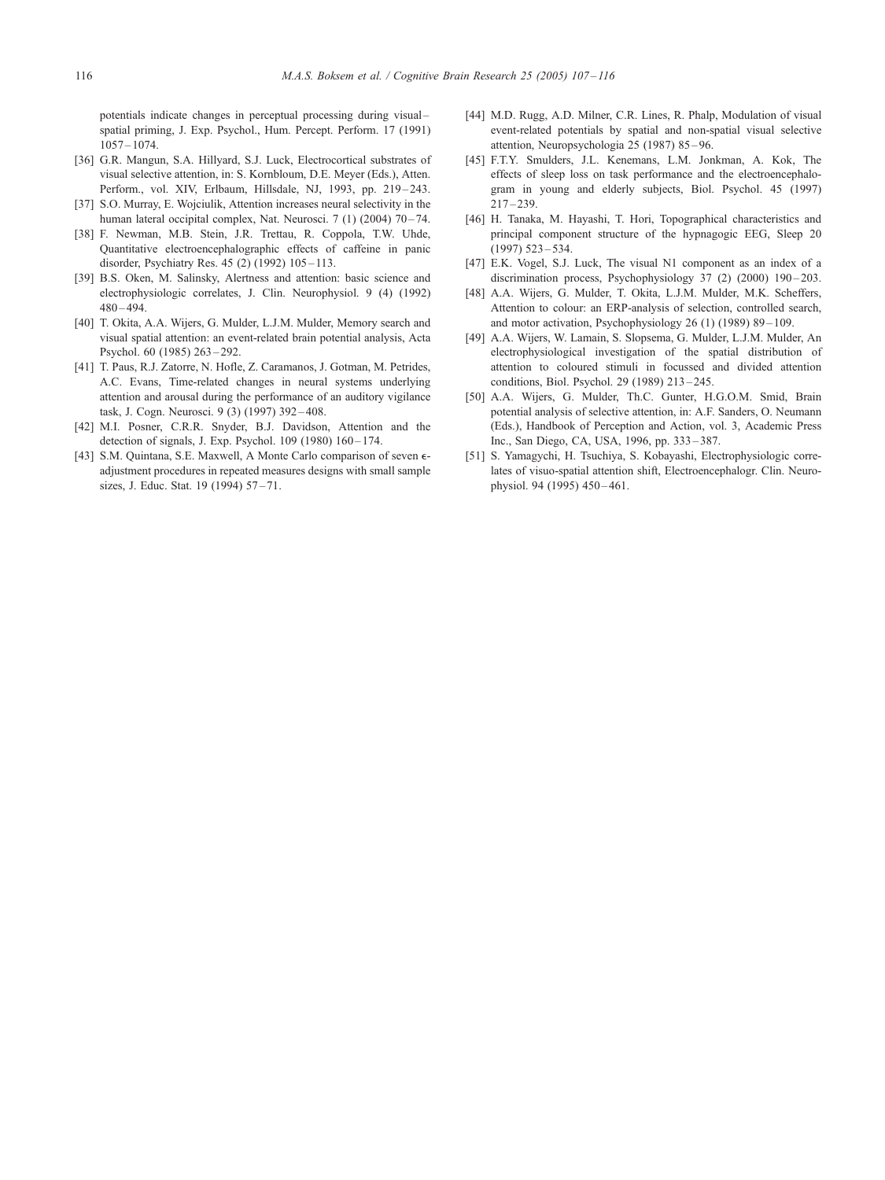potentials indicate changes in perceptual processing during visual–spatial priming, J. Exp. Psychol., Hum. Percept. Perform. 17 (1991) 1057–1074.

[36] G.R. Mangun, S.A. Hillyard, S.J. Luck, Electrocortical substrates of visual selective attention, in: S. Kornbloum, D.E. Meyer (Eds.), Atten. Perform., vol. XIV, Erlbaum, Hillsdale, NJ, 1993, pp. 219–243.

[37] S.O. Murray, E. Wojciulik, Attention increases neural selectivity in the human lateral occipital complex, Nat. Neurosci. 7 (1) (2004) 70–74.

[38] F. Newman, M.B. Stein, J.R. Trettau, R. Coppola, T.W. Uhde, Quantitative electroencephalographic effects of caffeine in panic disorder, Psychiatry Res. 45 (2) (1992) 105–113.

[39] B.S. Oken, M. Salinsky, Alertness and attention: basic science and electrophysiologic correlates, J. Clin. Neurophysiol. 9 (4) (1992) 480–494.

[40] T. Okita, A.A. Wijers, G. Mulder, L.J.M. Mulder, Memory search and visual spatial attention: an event-related brain potential analysis, Acta Psychol. 60 (1985) 263–292.

[41] T. Paus, R.J. Zatorre, N. Hofle, Z. Caramanos, J. Gotman, M. Petrides, A.C. Evans, Time-related changes in neural systems underlying attention and arousal during the performance of an auditory vigilance task, J. Cogn. Neurosci. 9 (3) (1997) 392–408.

[42] M.I. Posner, C.R.R. Snyder, B.J. Davidson, Attention and the detection of signals, J. Exp. Psychol. 109 (1980) 160–174.

[43] S.M. Quintana, S.E. Maxwell, A Monte Carlo comparison of seven $\epsilon$-adjustment procedures in repeated measures designs with small sample sizes, J. Educ. Stat. 19 (1994) 57–71.

[44] M.D. Rugg, A.D. Milner, C.R. Lines, R. Phalp, Modulation of visual event-related potentials by spatial and non-spatial visual selective attention, Neuropsychologia 25 (1987) 85–96.

[45] F.T.Y. Smulders, J.L. Kenemans, L.M. Jonkman, A. Kok, The effects of sleep loss on task performance and the electroencephalogram in young and elderly subjects, Biol. Psychol. 45 (1997) 217–239.

[46] H. Tanaka, M. Hayashi, T. Hori, Topographical characteristics and principal component structure of the hypnagogic EEG, Sleep 20 (1997) 523–534.

[47] E.K. Vogel, S.J. Luck, The visual N1 component as an index of a discrimination process, Psychophysiology 37 (2) (2000) 190–203.

[48] A.A. Wijers, G. Mulder, T. Okita, L.J.M. Mulder, M.K. Scheffers, Attention to colour: an ERP-analysis of selection, controlled search, and motor activation, Psychophysiology 26 (1) (1989) 89–109.

[49] A.A. Wijers, W. Lamain, S. Slopsema, G. Mulder, L.J.M. Mulder, An electrophysiological investigation of the spatial distribution of attention to coloured stimuli in focussed and divided attention conditions, Biol. Psychol. 29 (1989) 213–245.

[50] A.A. Wijers, G. Mulder, Th.C. Gunter, H.G.O.M. Smid, Brain potential analysis of selective attention, in: A.F. Sanders, O. Neumann (Eds.), Handbook of Perception and Action, vol. 3, Academic Press Inc., San Diego, CA, USA, 1996, pp. 333–387.

[51] S. Yamagychi, H. Tsuchiya, S. Kobayashi, Electrophysiologic correlates of visuo-spatial attention shift, Electroencephalogr. Clin. Neurophysiol. 94 (1995) 450–461.